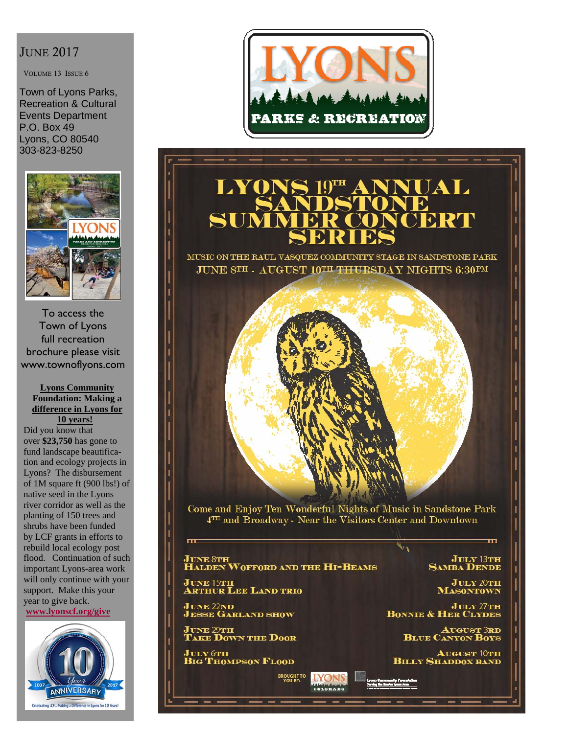JUNE 2017

VOLUME 13 ISSUE 6

Town of Lyons Parks, Recreation & Cultural Events Department
P.O. Box 49
Lyons, CO 80540
303-823-8250

To access the Town of Lyons full recreation brochure please visit www.townoflyons.com

**Lyons Community Foundation: Making a difference in Lyons for 10 years!**

Did you know that over **$23,750** has gone to fund landscape beautification and ecology projects in Lyons? The disbursement of 1M square ft (900 lbs!) of native seed in the Lyons river corridor as well as the planting of 150 trees and shrubs have been funded by LCF grants in efforts to rebuild local ecology post flood. Continuation of such important Lyons-area work will only continue with your support. Make this your year to give back.

**www.lyonscf.org/give**

LYONS PARKS & RECREATION

# LYONS 19TH ANNUAL SANDSTONE SUMMER CONCERT SERIES

MUSIC ON THE RAUL VASQUEZ COMMUNITY STAGE IN SANDSTONE PARK

JUNE 8TH - AUGUST 10TH THURSDAY NIGHTS 6:30PM

Come and Enjoy Ten Wonderful Nights of Music in Sandstone Park
4TH and Broadway - Near the Visitors Center and Downtown

**JUNE 8TH**
**HALDEN WOFFORD AND THE HI-BEAMS**

**JUNE 15TH**
**ARTHUR LEE LAND TRIO**

**JUNE 22ND**
**JESSE GARLAND SHOW**

**JUNE 29TH**
**TAKE DOWN THE DOOR**

**JULY 6TH**
**BIG THOMPSON FLOOD**

**JULY 13TH**
**SAMBA DENDE**

**JULY 20TH**
**MASONTOWN**

**JULY 27TH**
**BONNIE & HER CLYDES**

**AUGUST 3RD**
**BLUE CANYON BOYS**

**AUGUST 10TH**
**BILLY SHADDOX BAND**

BROUGHT TO YOU BY: LYONS COLORADO, Lyons Community Foundation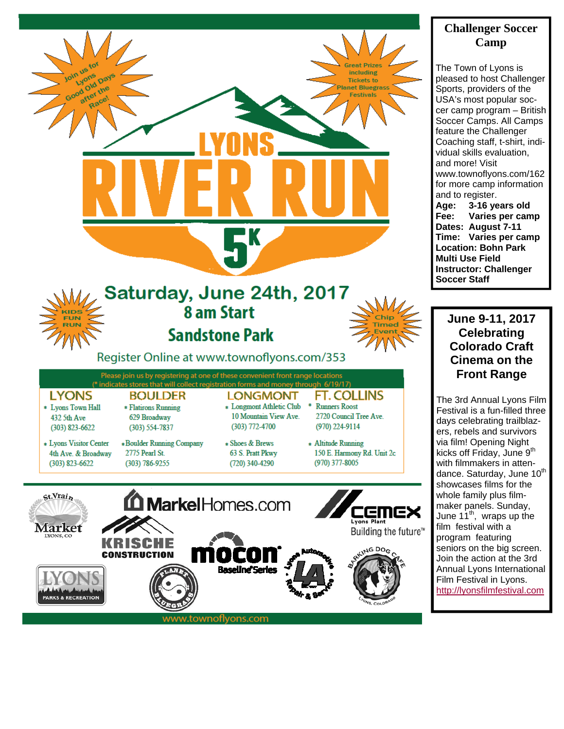Join us for Lyons Good Old Days after the Race!

Great Prizes including Tickets to Planet Bluegrass Festivals

# LYONS RIVER RUN 5K

## Saturday, June 24th, 2017

**8 am Start**

**Sandstone Park**

KIDS FUN RUN

Chip Timed Event

Register Online at www.townoflyons.com/353

Please join us by registering at one of these convenient front range locations
(* indicates stores that will collect registration forms and money through 6/19/17)

| LYONS | BOULDER | LONGMONT | FT. COLLINS |
|---|---|---|---|
| * Lyons Town Hall<br>432 5th Ave<br>(303) 823-6622 | * Flatirons Running<br>629 Broadway<br>(303) 554-7837 | * Longmont Athletic Club<br>10 Mountain View Ave.<br>(303) 772-4700 | * Runners Roost<br>2720 Council Tree Ave.<br>(970) 224-9114 |
| * Lyons Visitor Center<br>4th Ave. & Broadway<br>(303) 823-6622 | * Boulder Running Company<br>2775 Pearl St.<br>(303) 786-9255 | * Shoes & Brews<br>63 S. Pratt Pkwy<br>(720) 340-4290 | * Altitude Running<br>150 E. Harmony Rd. Unit 2c<br>(970) 377-8005 |

St. Vrain Market, Lyons, CO · MarkelHomes.com · CEMEX Lyons Plant, Building the future™ · Krische Construction · mocon Baseline Series · Lyons Parks & Recreation · Planet Bluegrass · Lyons Automotive Repair & Service · Barking Dog Cafe, Lyons, Colorado

www.townoflyons.com

## Challenger Soccer Camp

The Town of Lyons is pleased to host Challenger Sports, providers of the USA's most popular soccer camp program – British Soccer Camps. All Camps feature the Challenger Coaching staff, t-shirt, individual skills evaluation, and more! Visit www.townoflyons.com/162 for more camp information and to register.

**Age:** 3-16 years old
**Fee:** Varies per camp
**Dates:** August 7-11
**Time:** Varies per camp
**Location:** Bohn Park Multi Use Field
**Instructor:** Challenger Soccer Staff

## June 9-11, 2017 Celebrating Colorado Craft Cinema on the Front Range

The 3rd Annual Lyons Film Festival is a fun-filled three days celebrating trailblazers, rebels and survivors via film! Opening Night kicks off Friday, June 9th with filmmakers in attendance. Saturday, June 10th showcases films for the whole family plus filmmaker panels. Sunday, June 11th, wraps up the film festival with a program featuring seniors on the big screen. Join the action at the 3rd Annual Lyons International Film Festival in Lyons. http://lyonsfilmfestival.com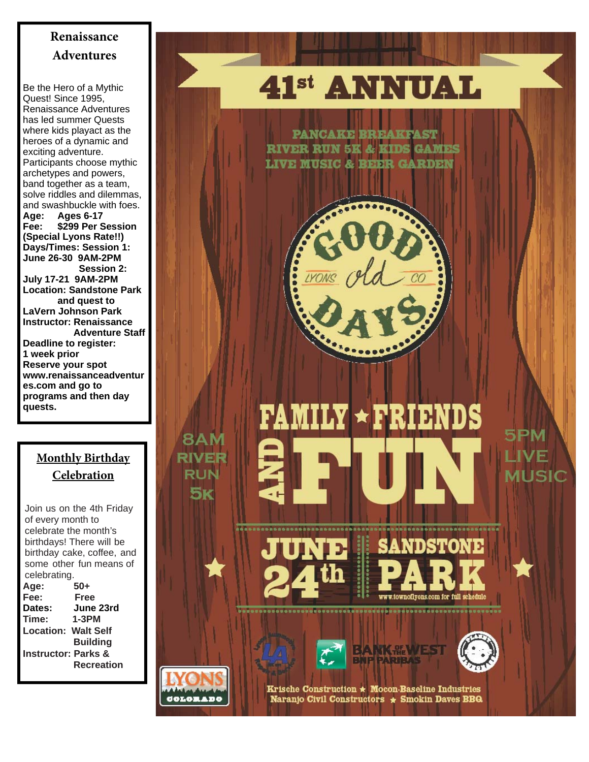## Renaissance Adventures

Be the Hero of a Mythic Quest! Since 1995, Renaissance Adventures has led summer Quests where kids playact as the heroes of a dynamic and exciting adventure. Participants choose mythic archetypes and powers, band together as a team, solve riddles and dilemmas, and swashbuckle with foes.

**Age:** Ages 6-17
**Fee:** $299 Per Session (Special Lyons Rate!!)
**Days/Times:** Session 1: June 26-30 9AM-2PM
Session 2: July 17-21 9AM-2PM
**Location:** Sandstone Park and quest to LaVern Johnson Park
**Instructor:** Renaissance Adventure Staff
**Deadline to register:** 1 week prior
**Reserve your spot www.renaissanceadventures.com and go to programs and then day quests.**

## Monthly Birthday Celebration

Join us on the 4th Friday of every month to celebrate the month's birthdays! There will be birthday cake, coffee, and some other fun means of celebrating.

**Age:** 50+
**Fee:** Free
**Dates:** June 23rd
**Time:** 1-3PM
**Location:** Walt Self Building
**Instructor:** Parks & Recreation

# 41st ANNUAL

PANCAKE BREAKFAST
RIVER RUN 5K & KIDS GAMES
LIVE MUSIC & BEER GARDEN

GOOD old DAYS — LYONS CO

FAMILY ★ FRIENDS AND FUN

8AM RIVER RUN 5K

5PM LIVE MUSIC

JUNE 24th | SANDSTONE PARK

www.townoflyons.com for full schedule

BANK OF THE WEST BNP PARIBAS

Krische Construction ★ Mocon-Baseline Industries
Naranjo Civil Constructors ★ Smokin Daves BBQ

LYONS COLORADO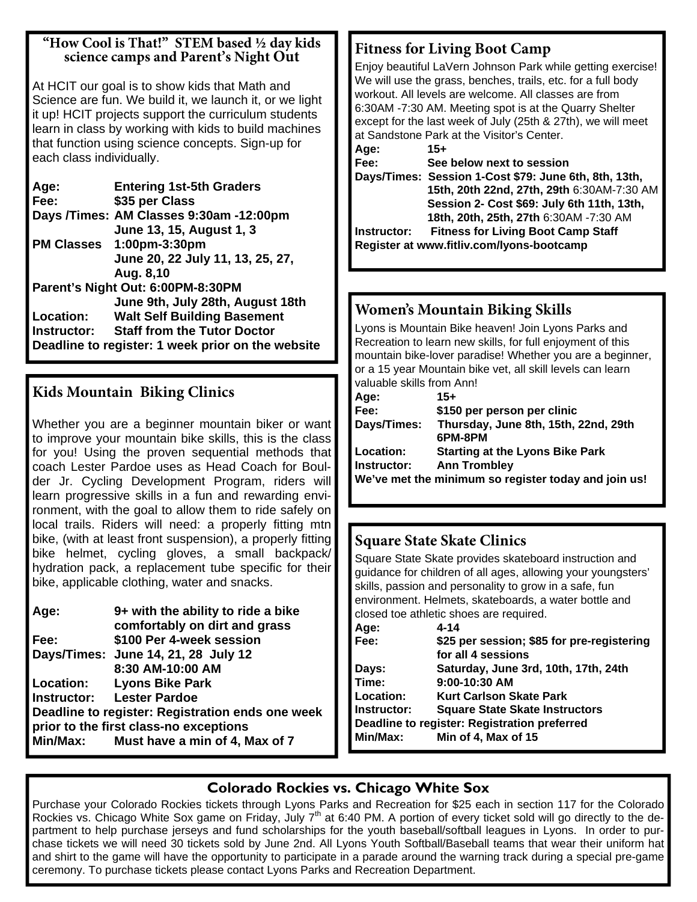## "How Cool is That!" STEM based ½ day kids science camps and Parent's Night Out

At HCIT our goal is to show kids that Math and Science are fun. We build it, we launch it, or we light it up! HCIT projects support the curriculum students learn in class by working with kids to build machines that function using science concepts. Sign-up for each class individually.

**Age:** Entering 1st-5th Graders
**Fee:** $35 per Class
**Days /Times:** AM Classes 9:30am -12:00pm
June 13, 15, August 1, 3
**PM Classes** 1:00pm-3:30pm
June 20, 22 July 11, 13, 25, 27, Aug. 8,10
**Parent's Night Out:** 6:00PM-8:30PM
June 9th, July 28th, August 18th
**Location:** Walt Self Building Basement
**Instructor:** Staff from the Tutor Doctor
**Deadline to register: 1 week prior on the website**

## Kids Mountain Biking Clinics

Whether you are a beginner mountain biker or want to improve your mountain bike skills, this is the class for you! Using the proven sequential methods that coach Lester Pardoe uses as Head Coach for Boulder Jr. Cycling Development Program, riders will learn progressive skills in a fun and rewarding environment, with the goal to allow them to ride safely on local trails. Riders will need: a properly fitting mtn bike, (with at least front suspension), a properly fitting bike helmet, cycling gloves, a small backpack/ hydration pack, a replacement tube specific for their bike, applicable clothing, water and snacks.

**Age:** 9+ with the ability to ride a bike comfortably on dirt and grass
**Fee:** $100 Per 4-week session
**Days/Times:** June 14, 21, 28 July 12
8:30 AM-10:00 AM
**Location:** Lyons Bike Park
**Instructor:** Lester Pardoe
**Deadline to register: Registration ends one week prior to the first class-no exceptions**
**Min/Max:** Must have a min of 4, Max of 7

## Fitness for Living Boot Camp

Enjoy beautiful LaVern Johnson Park while getting exercise! We will use the grass, benches, trails, etc. for a full body workout. All levels are welcome. All classes are from 6:30AM -7:30 AM. Meeting spot is at the Quarry Shelter except for the last week of July (25th & 27th), we will meet at Sandstone Park at the Visitor's Center.

**Age:** 15+
**Fee:** See below next to session
**Days/Times:** Session 1-Cost $79: June 6th, 8th, 13th, 15th, 20th 22nd, 27th, 29th 6:30AM-7:30 AM
Session 2- Cost $69: July 6th 11th, 13th, 18th, 20th, 25th, 27th 6:30AM -7:30 AM
**Instructor:** Fitness for Living Boot Camp Staff
**Register at www.fitliv.com/lyons-bootcamp**

## Women's Mountain Biking Skills

Lyons is Mountain Bike heaven! Join Lyons Parks and Recreation to learn new skills, for full enjoyment of this mountain bike-lover paradise! Whether you are a beginner, or a 15 year Mountain bike vet, all skill levels can learn valuable skills from Ann!

**Age:** 15+
**Fee:** $150 per person per clinic
**Days/Times:** Thursday, June 8th, 15th, 22nd, 29th
6PM-8PM
**Location:** Starting at the Lyons Bike Park
**Instructor:** Ann Trombley
**We've met the minimum so register today and join us!**

## Square State Skate Clinics

Square State Skate provides skateboard instruction and guidance for children of all ages, allowing your youngsters' skills, passion and personality to grow in a safe, fun environment. Helmets, skateboards, a water bottle and closed toe athletic shoes are required.

**Age:** 4-14
**Fee:** $25 per session; $85 for pre-registering for all 4 sessions
**Days:** Saturday, June 3rd, 10th, 17th, 24th
**Time:** 9:00-10:30 AM
**Location:** Kurt Carlson Skate Park
**Instructor:** Square State Skate Instructors
**Deadline to register: Registration preferred**
**Min/Max:** Min of 4, Max of 15

## Colorado Rockies vs. Chicago White Sox

Purchase your Colorado Rockies tickets through Lyons Parks and Recreation for $25 each in section 117 for the Colorado Rockies vs. Chicago White Sox game on Friday, July 7th at 6:40 PM. A portion of every ticket sold will go directly to the department to help purchase jerseys and fund scholarships for the youth baseball/softball leagues in Lyons. In order to purchase tickets we will need 30 tickets sold by June 2nd. All Lyons Youth Softball/Baseball teams that wear their uniform hat and shirt to the game will have the opportunity to participate in a parade around the warning track during a special pre-game ceremony. To purchase tickets please contact Lyons Parks and Recreation Department.